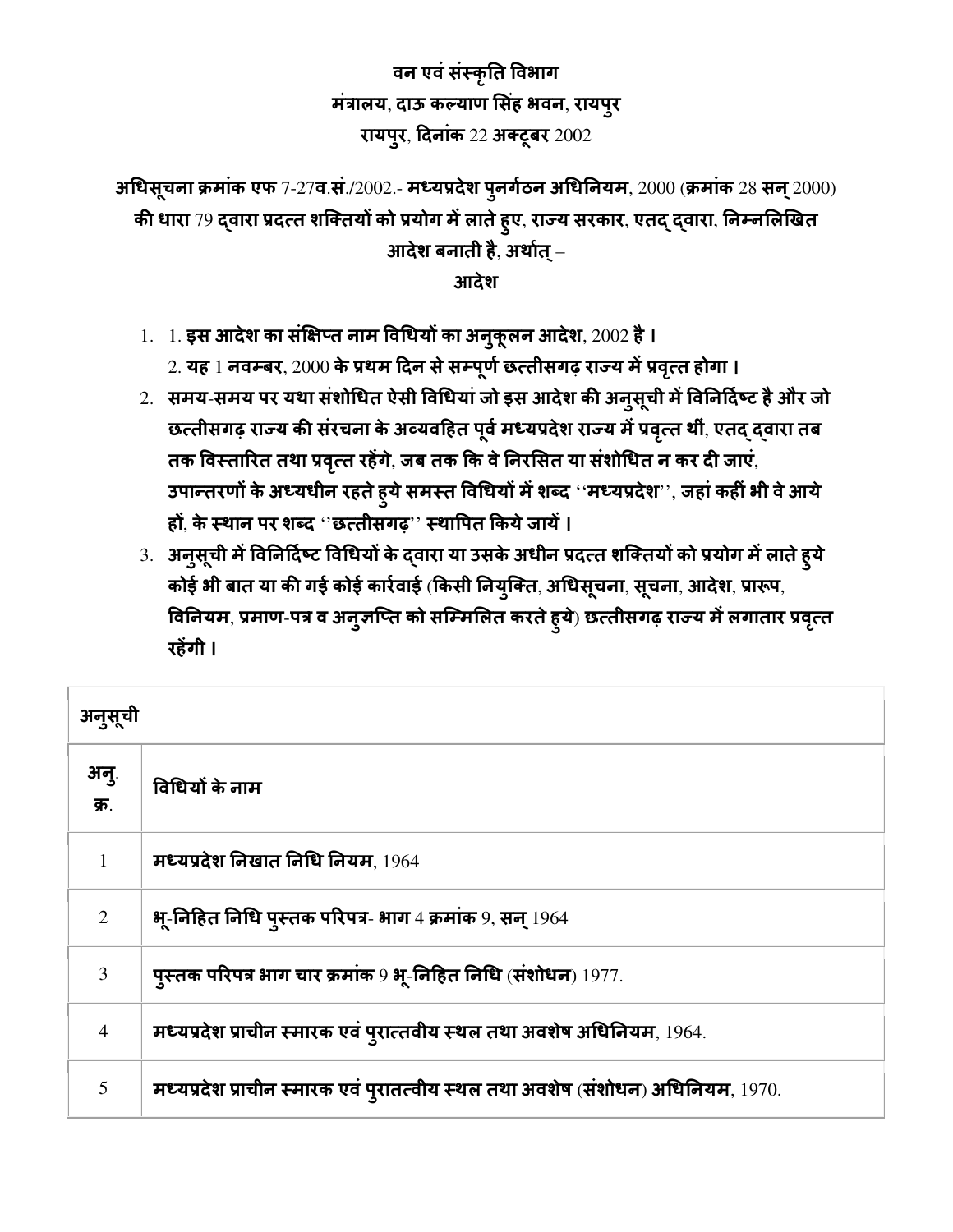**वन एवं संस्कृति विभाग**
**मंत्रालय, दाऊ कल्याण सिंह भवन, रायपुर**
**रायपुर, दिनांक 22 अक्टूबर 2002**

**अधिसूचना क्रमांक एफ 7-27व.सं./2002.- मध्यप्रदेश पुनर्गठन अधिनियम, 2000 (क्रमांक 28 सन् 2000) की धारा 79 द्वारा प्रदत्त शक्तियों को प्रयोग में लाते हुए, राज्य सरकार, एतद् द्वारा, निम्नलिखित आदेश बनाती है, अर्थात् –**

**आदेश**

1. 1. **इस आदेश का संक्षिप्त नाम विधियों का अनुकूलन आदेश, 2002 है ।**
   2. **यह 1 नवम्बर, 2000 के प्रथम दिन से सम्पूर्ण छत्तीसगढ़ राज्य में प्रवृत्त होगा ।**
2. **समय-समय पर यथा संशोधित ऐसी विधियां जो इस आदेश की अनुसूची में विनिर्दिष्ट है और जो छत्तीसगढ़ राज्य की संरचना के अव्यवहित पूर्व मध्यप्रदेश राज्य में प्रवृत्त थीं, एतद् द्वारा तब तक विस्तारित तथा प्रवृत्त रहेंगे, जब तक कि वे निरसित या संशोधित न कर दी जाएं, उपान्तरणों के अध्यधीन रहते हुये समस्त विधियों में शब्द ''मध्यप्रदेश'', जहां कहीं भी वे आये हों, के स्थान पर शब्द ''छत्तीसगढ़'' स्थापित किये जायें ।**
3. **अनुसूची में विनिर्दिष्ट विधियों के द्वारा या उसके अधीन प्रदत्त शक्तियों को प्रयोग में लाते हुये कोई भी बात या की गई कोई कार्रवाई (किसी नियुक्ति, अधिसूचना, सूचना, आदेश, प्रारूप, विनियम, प्रमाण-पत्र व अनुज्ञप्ति को सम्मिलित करते हुये) छत्तीसगढ़ राज्य में लगातार प्रवृत्त रहेंगी ।**

| **अनुसूची** | |
|---|---|
| **अनु. क्र.** | **विधियों के नाम** |
| 1 | **मध्यप्रदेश निखात निधि नियम**, 1964 |
| 2 | **भू-निहित निधि पुस्तक परिपत्र- भाग** 4 **क्रमांक** 9, **सन्** 1964 |
| 3 | **पुस्तक परिपत्र भाग चार क्रमांक** 9 **भू-निहित निधि (संशोधन)** 1977. |
| 4 | **मध्यप्रदेश प्राचीन स्मारक एवं पुरात्तवीय स्थल तथा अवशेष अधिनियम**, 1964. |
| 5 | **मध्यप्रदेश प्राचीन स्मारक एवं पुरातत्वीय स्थल तथा अवशेष (संशोधन) अधिनियम**, 1970. |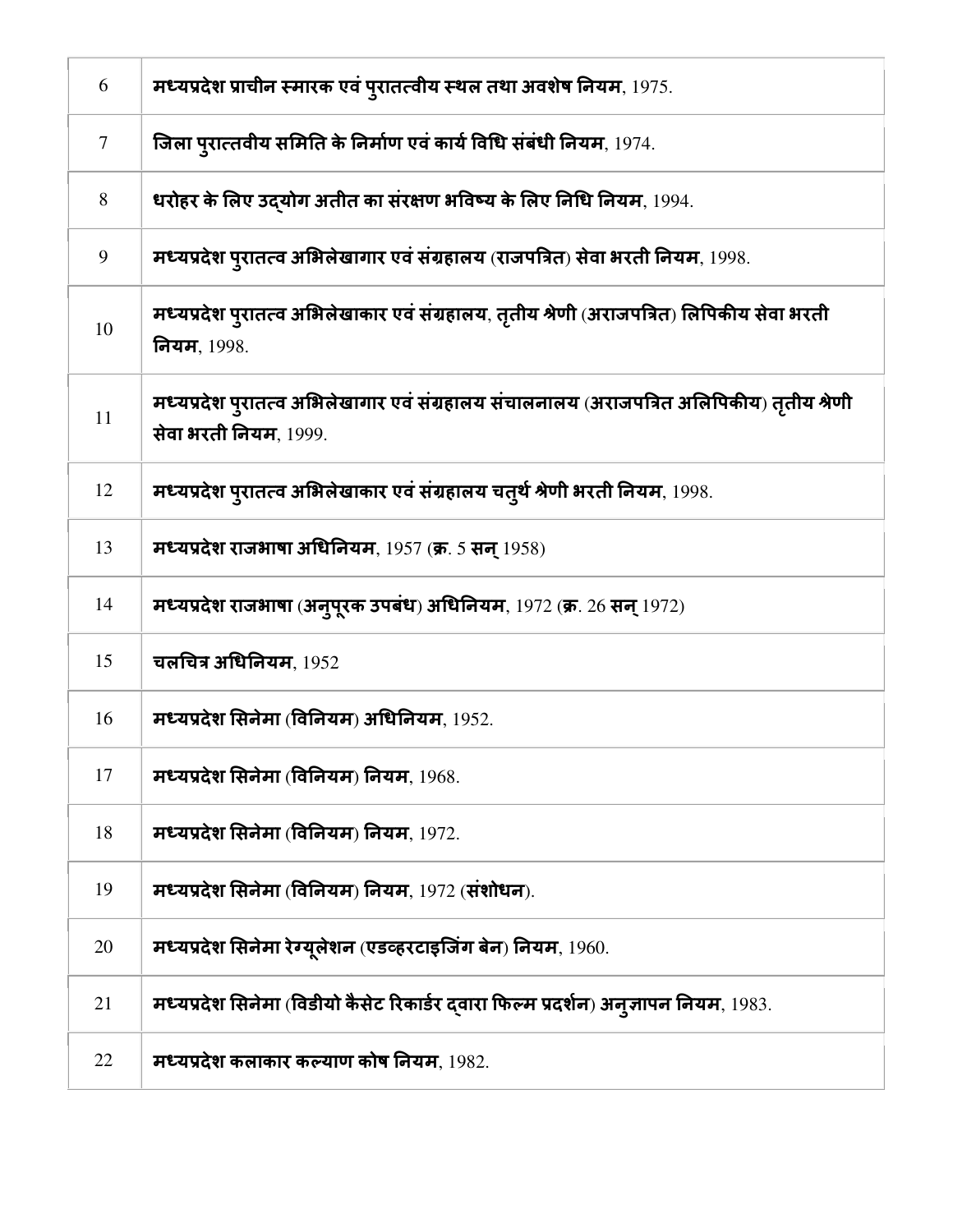| | |
|---|---|
| 6 | **मध्यप्रदेश प्राचीन स्मारक एवं पुरातत्वीय स्थल तथा अवशेष नियम**, 1975. |
| 7 | **जिला पुरात्तवीय समिति के निर्माण एवं कार्य विधि संबंधी नियम**, 1974. |
| 8 | **धरोहर के लिए उद्योग अतीत का संरक्षण भविष्य के लिए निधि नियम**, 1994. |
| 9 | **मध्यप्रदेश पुरातत्व अभिलेखागार एवं संग्रहालय** (**राजपत्रित**) **सेवा भरती नियम**, 1998. |
| 10 | **मध्यप्रदेश पुरातत्व अभिलेखाकार एवं संग्रहालय**, **तृतीय श्रेणी** (**अराजपत्रित**) **लिपिकीय सेवा भरती नियम**, 1998. |
| 11 | **मध्यप्रदेश पुरातत्व अभिलेखागार एवं संग्रहालय संचालनालय** (**अराजपत्रित अलिपिकीय**) **तृतीय श्रेणी सेवा भरती नियम**, 1999. |
| 12 | **मध्यप्रदेश पुरातत्व अभिलेखाकार एवं संग्रहालय चतुर्थ श्रेणी भरती नियम**, 1998. |
| 13 | **मध्यप्रदेश राजभाषा अधिनियम**, 1957 (**क्र**. 5 **सन्** 1958) |
| 14 | **मध्यप्रदेश राजभाषा** (**अनुपूरक उपबंध**) **अधिनियम**, 1972 (**क्र**. 26 **सन्** 1972) |
| 15 | **चलचित्र अधिनियम**, 1952 |
| 16 | **मध्यप्रदेश सिनेमा** (**विनियम**) **अधिनियम**, 1952. |
| 17 | **मध्यप्रदेश सिनेमा** (**विनियम**) **नियम**, 1968. |
| 18 | **मध्यप्रदेश सिनेमा** (**विनियम**) **नियम**, 1972. |
| 19 | **मध्यप्रदेश सिनेमा** (**विनियम**) **नियम**, 1972 (**संशोधन**). |
| 20 | **मध्यप्रदेश सिनेमा रेग्यूलेशन** (**एडव्हरटाइजिंग बेन**) **नियम**, 1960. |
| 21 | **मध्यप्रदेश सिनेमा** (**विडीयो कैसेट रिकार्डर द्वारा फिल्म प्रदर्शन**) **अनुज्ञापन नियम**, 1983. |
| 22 | **मध्यप्रदेश कलाकार कल्याण कोष नियम**, 1982. |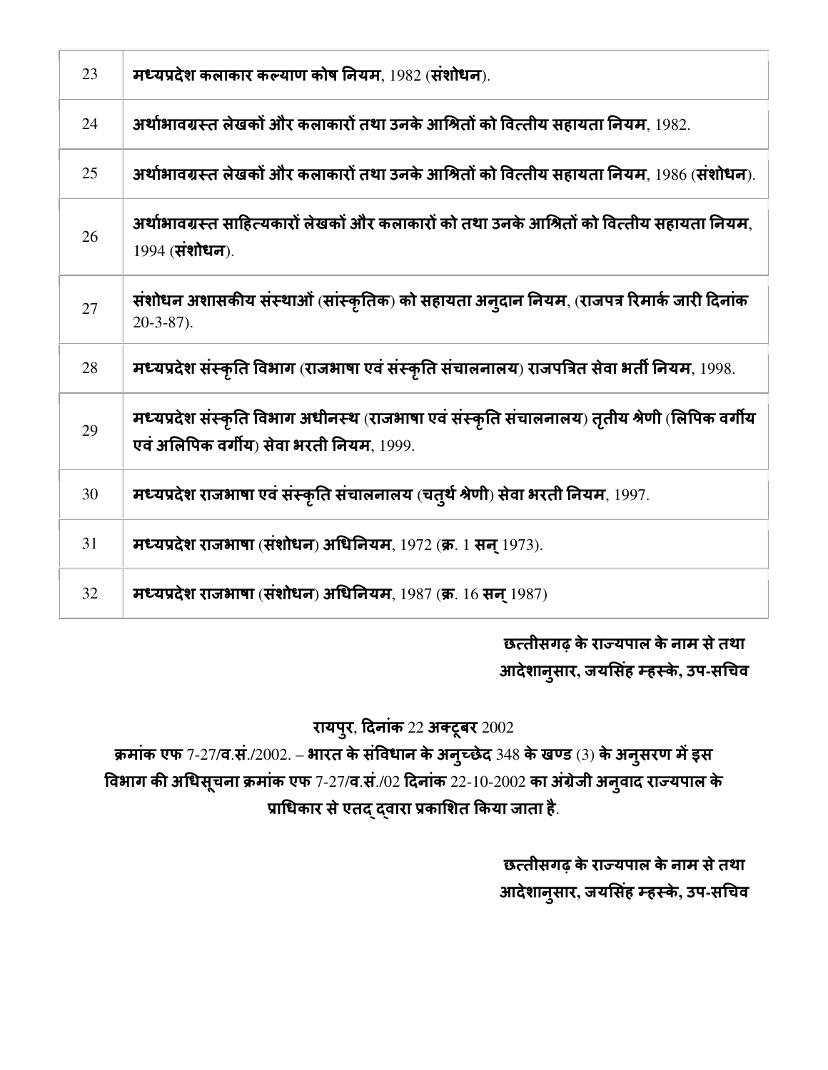| 23 | **मध्यप्रदेश कलाकार कल्याण कोष नियम**, 1982 (**संशोधन**). |
|---|---|
| 24 | **अर्थाभावग्रस्त लेखकों और कलाकारों तथा उनके आश्रितों को वित्तीय सहायता नियम**, 1982. |
| 25 | **अर्थाभावग्रस्त लेखकों और कलाकारों तथा उनके आश्रितों को वित्तीय सहायता नियम**, 1986 (**संशोधन**). |
| 26 | **अर्थाभावग्रस्त साहित्यकारों लेखकों और कलाकारों को तथा उनके आश्रितों को वित्तीय सहायता नियम**, 1994 (**संशोधन**). |
| 27 | **संशोधन अशासकीय संस्थाओं (सांस्कृतिक) को सहायता अनुदान नियम**, (**राजपत्र रिमार्क जारी दिनांक** 20-3-87). |
| 28 | **मध्यप्रदेश संस्कृति विभाग (राजभाषा एवं संस्कृति संचालनालय) राजपत्रित सेवा भर्ती नियम**, 1998. |
| 29 | **मध्यप्रदेश संस्कृति विभाग अधीनस्थ (राजभाषा एवं संस्कृति संचालनालय) तृतीय श्रेणी (लिपिक वर्गीय एवं अलिपिक वर्गीय) सेवा भरती नियम**, 1999. |
| 30 | **मध्यप्रदेश राजभाषा एवं संस्कृति संचालनालय (चतुर्थ श्रेणी) सेवा भरती नियम**, 1997. |
| 31 | **मध्यप्रदेश राजभाषा (संशोधन) अधिनियम**, 1972 (**क्र**. 1 **सन्** 1973). |
| 32 | **मध्यप्रदेश राजभाषा (संशोधन) अधिनियम**, 1987 (**क्र**. 16 **सन्** 1987) |

**छत्तीसगढ़ के राज्यपाल के नाम से तथा आदेशानुसार, जयसिंह म्हस्के, उप-सचिव**

**रायपुर, दिनांक** 22 **अक्टूबर** 2002

**क्रमांक एफ** 7-27/**व.सं.**/2002. – **भारत के संविधान के अनुच्छेद** 348 **के खण्ड** (3) **के अनुसरण में इस विभाग की अधिसूचना क्रमांक एफ** 7-27/**व.सं.**/02 **दिनांक** 22-10-2002 **का अंग्रेजी अनुवाद राज्यपाल के प्राधिकार से एतद् द्वारा प्रकाशित किया जाता है**.

**छत्तीसगढ़ के राज्यपाल के नाम से तथा आदेशानुसार, जयसिंह म्हस्के, उप-सचिव**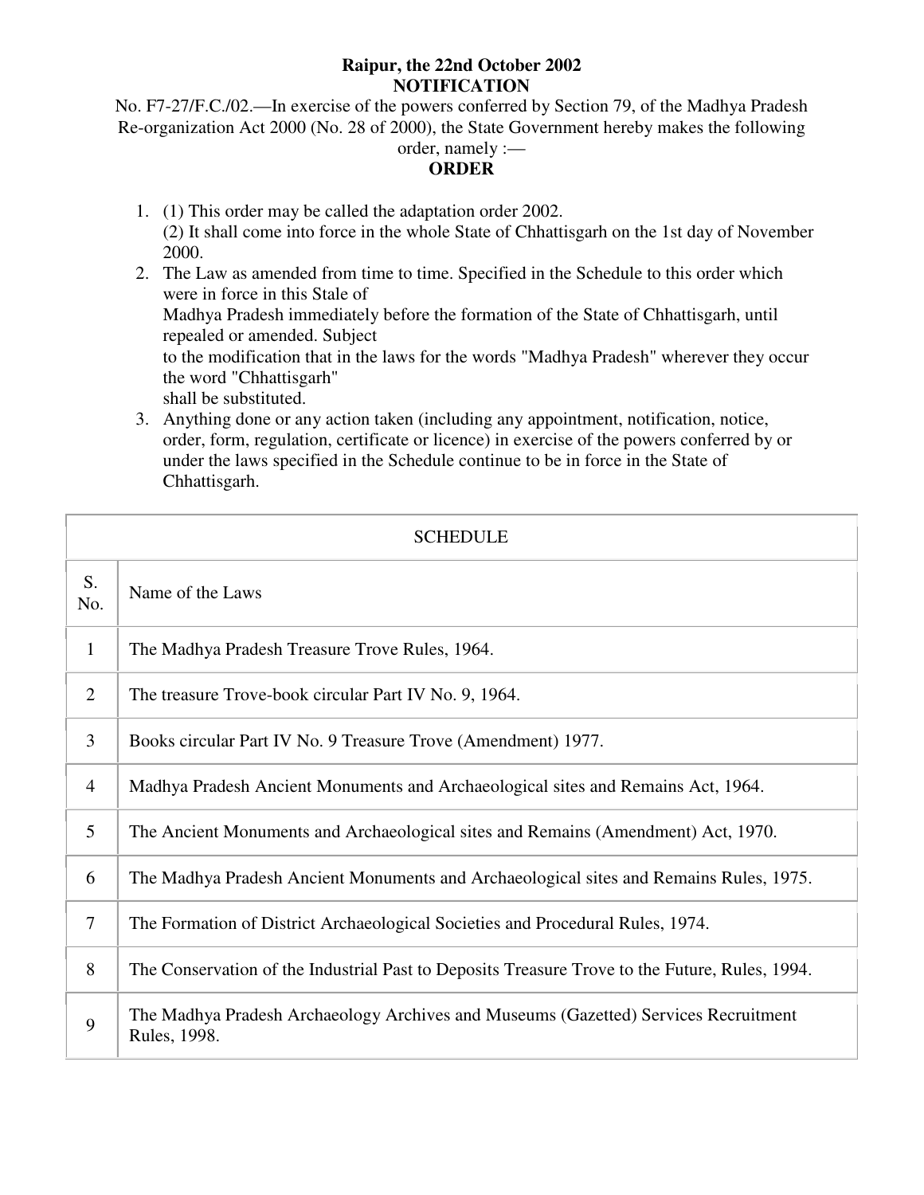**Raipur, the 22nd October 2002**

**NOTIFICATION**

No. F7-27/F.C./02.—In exercise of the powers conferred by Section 79, of the Madhya Pradesh Re-organization Act 2000 (No. 28 of 2000), the State Government hereby makes the following order, namely :—

**ORDER**

1. (1) This order may be called the adaptation order 2002.
   (2) It shall come into force in the whole State of Chhattisgarh on the 1st day of November 2000.
2. The Law as amended from time to time. Specified in the Schedule to this order which were in force in this Stale of Madhya Pradesh immediately before the formation of the State of Chhattisgarh, until repealed or amended. Subject to the modification that in the laws for the words "Madhya Pradesh" wherever they occur the word "Chhattisgarh" shall be substituted.
3. Anything done or any action taken (including any appointment, notification, notice, order, form, regulation, certificate or licence) in exercise of the powers conferred by or under the laws specified in the Schedule continue to be in force in the State of Chhattisgarh.

| SCHEDULE | |
|---|---|
| S. No. | Name of the Laws |
| 1 | The Madhya Pradesh Treasure Trove Rules, 1964. |
| 2 | The treasure Trove-book circular Part IV No. 9, 1964. |
| 3 | Books circular Part IV No. 9 Treasure Trove (Amendment) 1977. |
| 4 | Madhya Pradesh Ancient Monuments and Archaeological sites and Remains Act, 1964. |
| 5 | The Ancient Monuments and Archaeological sites and Remains (Amendment) Act, 1970. |
| 6 | The Madhya Pradesh Ancient Monuments and Archaeological sites and Remains Rules, 1975. |
| 7 | The Formation of District Archaeological Societies and Procedural Rules, 1974. |
| 8 | The Conservation of the Industrial Past to Deposits Treasure Trove to the Future, Rules, 1994. |
| 9 | The Madhya Pradesh Archaeology Archives and Museums (Gazetted) Services Recruitment Rules, 1998. |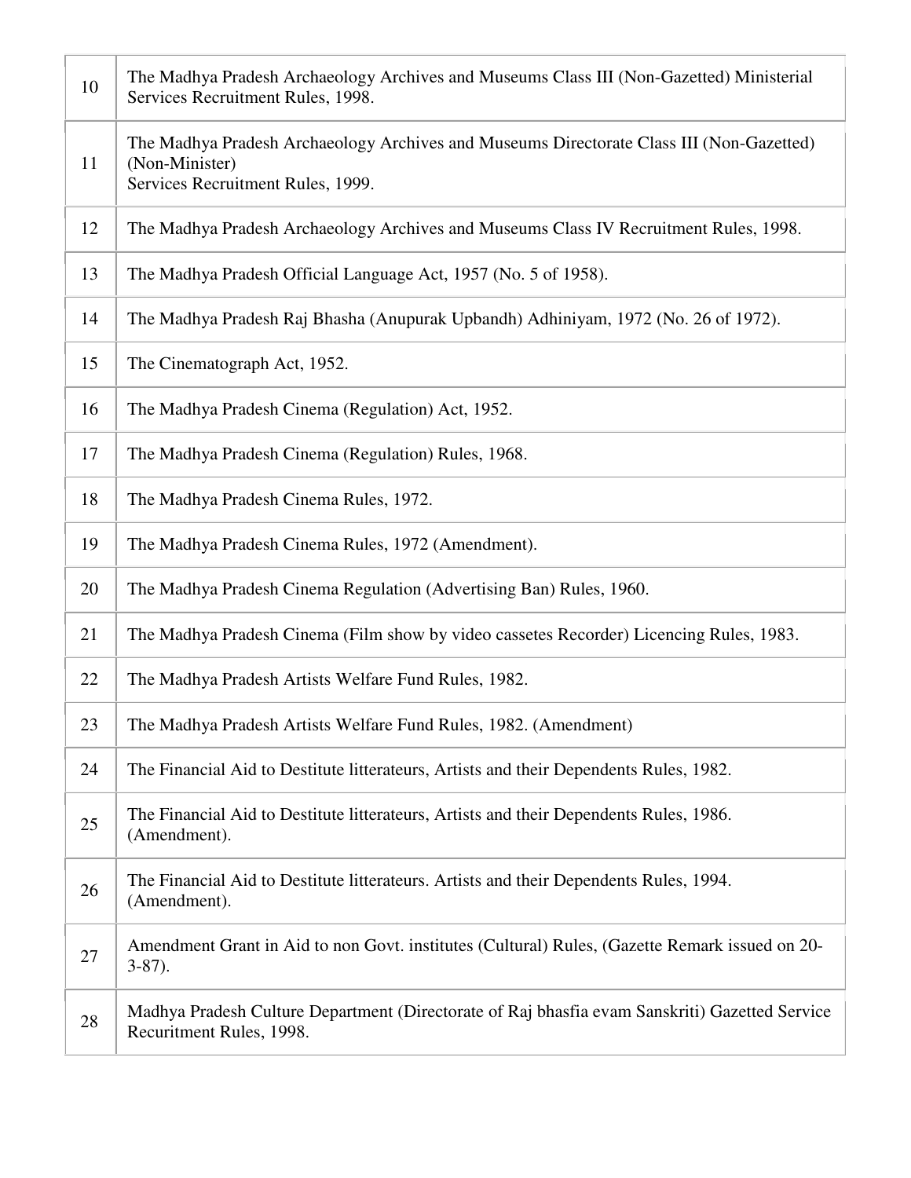| | |
|---|---|
| 10 | The Madhya Pradesh Archaeology Archives and Museums Class III (Non-Gazetted) Ministerial Services Recruitment Rules, 1998. |
| 11 | The Madhya Pradesh Archaeology Archives and Museums Directorate Class III (Non-Gazetted) (Non-Minister) Services Recruitment Rules, 1999. |
| 12 | The Madhya Pradesh Archaeology Archives and Museums Class IV Recruitment Rules, 1998. |
| 13 | The Madhya Pradesh Official Language Act, 1957 (No. 5 of 1958). |
| 14 | The Madhya Pradesh Raj Bhasha (Anupurak Upbandh) Adhiniyam, 1972 (No. 26 of 1972). |
| 15 | The Cinematograph Act, 1952. |
| 16 | The Madhya Pradesh Cinema (Regulation) Act, 1952. |
| 17 | The Madhya Pradesh Cinema (Regulation) Rules, 1968. |
| 18 | The Madhya Pradesh Cinema Rules, 1972. |
| 19 | The Madhya Pradesh Cinema Rules, 1972 (Amendment). |
| 20 | The Madhya Pradesh Cinema Regulation (Advertising Ban) Rules, 1960. |
| 21 | The Madhya Pradesh Cinema (Film show by video cassetes Recorder) Licencing Rules, 1983. |
| 22 | The Madhya Pradesh Artists Welfare Fund Rules, 1982. |
| 23 | The Madhya Pradesh Artists Welfare Fund Rules, 1982. (Amendment) |
| 24 | The Financial Aid to Destitute litterateurs, Artists and their Dependents Rules, 1982. |
| 25 | The Financial Aid to Destitute litterateurs, Artists and their Dependents Rules, 1986. (Amendment). |
| 26 | The Financial Aid to Destitute litterateurs. Artists and their Dependents Rules, 1994. (Amendment). |
| 27 | Amendment Grant in Aid to non Govt. institutes (Cultural) Rules, (Gazette Remark issued on 20-3-87). |
| 28 | Madhya Pradesh Culture Department (Directorate of Raj bhasfia evam Sanskriti) Gazetted Service Recuritment Rules, 1998. |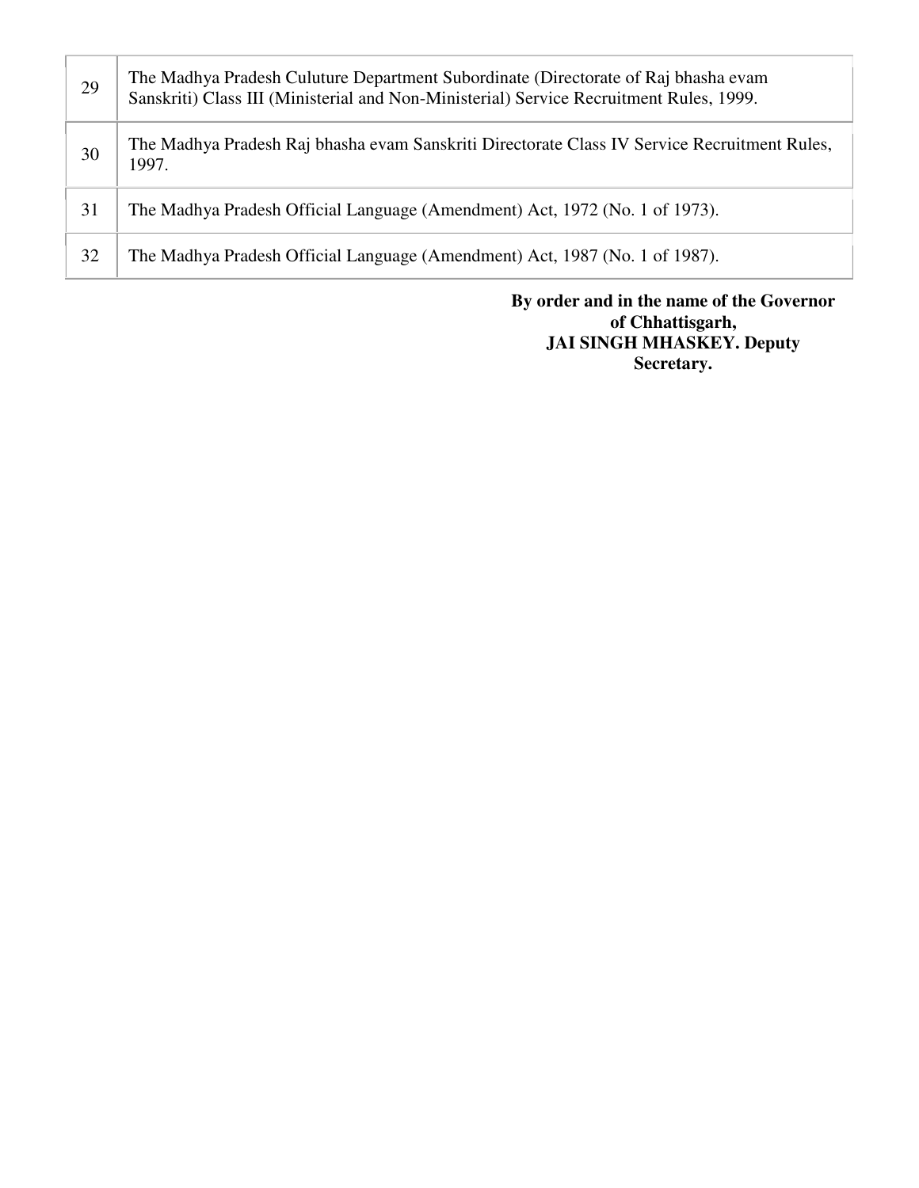| | |
|---|---|
| 29 | The Madhya Pradesh Culuture Department Subordinate (Directorate of Raj bhasha evam Sanskriti) Class III (Ministerial and Non-Ministerial) Service Recruitment Rules, 1999. |
| 30 | The Madhya Pradesh Raj bhasha evam Sanskriti Directorate Class IV Service Recruitment Rules, 1997. |
| 31 | The Madhya Pradesh Official Language (Amendment) Act, 1972 (No. 1 of 1973). |
| 32 | The Madhya Pradesh Official Language (Amendment) Act, 1987 (No. 1 of 1987). |

**By order and in the name of the Governor of Chhattisgarh,**
**JAI SINGH MHASKEY. Deputy Secretary.**